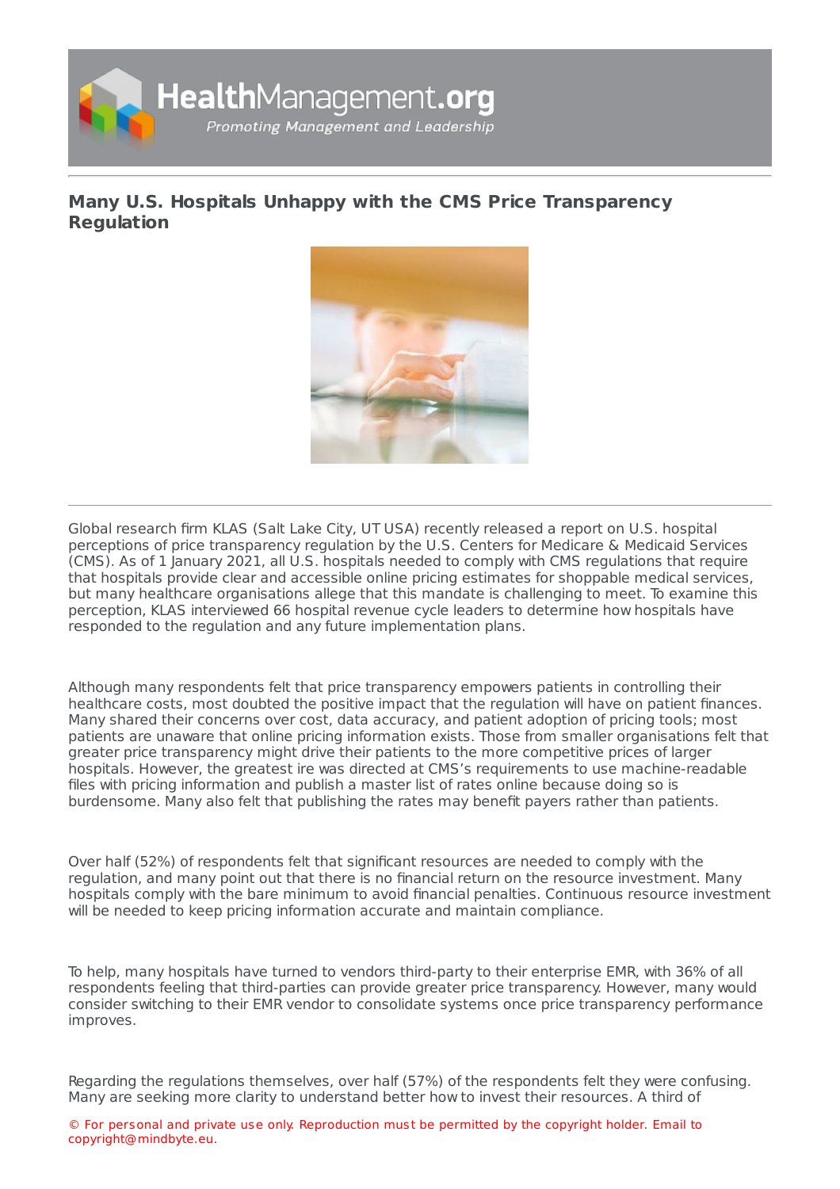# Many U.S. Hospitals Unhappy with the CMS Price Transparency Regulation

Global research firm KLAS (Salt Lake City, UT USA) recently released a report on U.S. hospital perceptions of price transparency regulation by the U.S. Centers for Medicare & Medicaid Services (CMS). As of 1 January 2021, all U.S. hospitals needed to comply with CMS regulations that require that hospitals provide clear and accessible online pricing estimates for shoppable medical services, but many healthcare organisations allege that this mandate is challenging to meet. To examine this perception, KLAS interviewed 66 hospital revenue cycle leaders to determine how hospitals have responded to the regulation and any future implementation plans.

Although many respondents felt that price transparency empowers patients in controlling their healthcare costs, most doubted the positive impact that the regulation will have on patient finances. Many shared their concerns over cost, data accuracy, and patient adoption of pricing tools; most patients are unaware that online pricing information exists. Those from smaller organisations felt that greater price transparency might drive their patients to the more competitive prices of larger hospitals. However, the greatest ire was directed at CMS's requirements to use machine-readable files with pricing information and publish a master list of rates online because doing so is burdensome. Many also felt that publishing the rates may benefit payers rather than patients.

Over half (52%) of respondents felt that significant resources are needed to comply with the regulation, and many point out that there is no financial return on the resource investment. Many hospitals comply with the bare minimum to avoid financial penalties. Continuous resource investment will be needed to keep pricing information accurate and maintain compliance.

To help, many hospitals have turned to vendors third-party to their enterprise EMR, with 36% of all respondents feeling that third-parties can provide greater price transparency. However, many would consider switching to their EMR vendor to consolidate systems once price transparency performance improves.

Regarding the regulations themselves, over half (57%) of the respondents felt they were confusing. Many are seeking more clarity to understand better how to invest their resources. A third of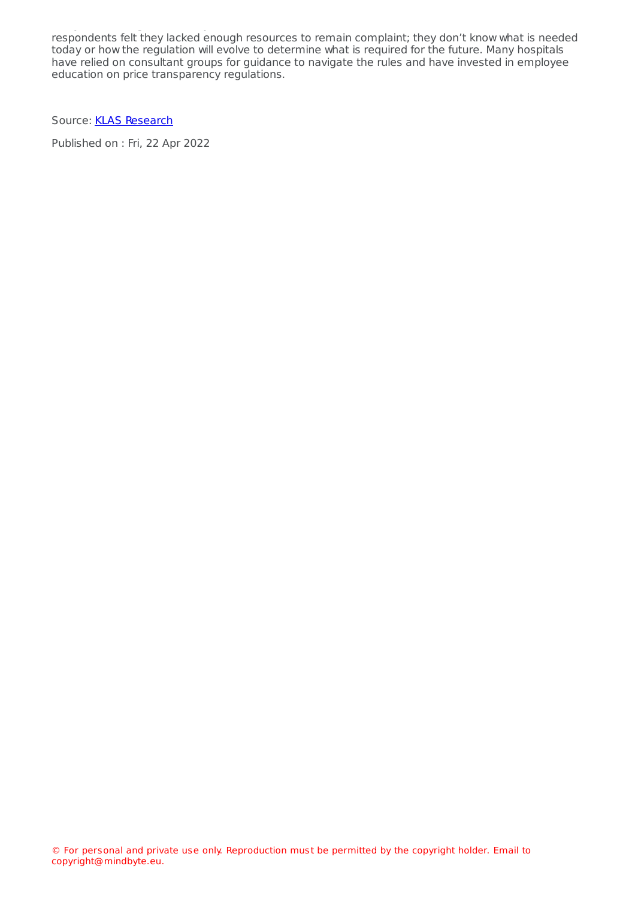respondents felt they lacked enough resources to remain complaint; they don't know what is needed today or how the regulation will evolve to determine what is required for the future. Many hospitals have relied on consultant groups for guidance to navigate the rules and have invested in employee education on price transparency regulations.

Source: [KLAS Research]()

Published on : Fri, 22 Apr 2022

© For personal and private use only. Reproduction must be permitted by the copyright holder. Email to copyright@mindbyte.eu.